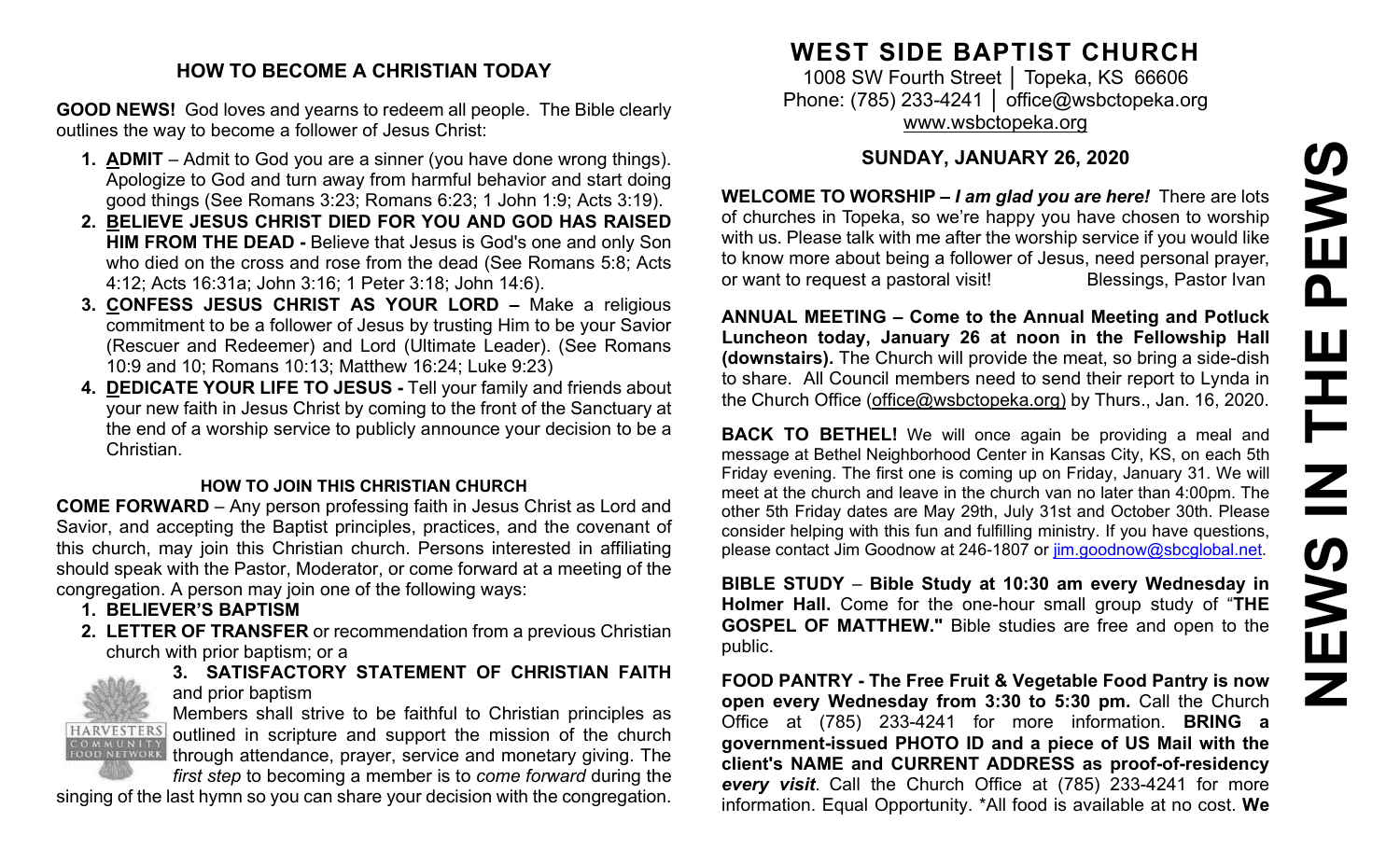## HOW TO BECOME A CHRISTIAN TODAY

**GOOD NEWS!** God loves and yearns to redeem all people. The Bible clearly outlines the way to become a follower of Jesus Christ:

1. **ADMIT** – Admit to God you are a sinner (you have done wrong things). Apologize to God and turn away from harmful behavior and start doing good things (See Romans 3:23; Romans 6:23; 1 John 1:9; Acts 3:19).
2. **BELIEVE JESUS CHRIST DIED FOR YOU AND GOD HAS RAISED HIM FROM THE DEAD -** Believe that Jesus is God's one and only Son who died on the cross and rose from the dead (See Romans 5:8; Acts 4:12; Acts 16:31a; John 3:16; 1 Peter 3:18; John 14:6).
3. **CONFESS JESUS CHRIST AS YOUR LORD –** Make a religious commitment to be a follower of Jesus by trusting Him to be your Savior (Rescuer and Redeemer) and Lord (Ultimate Leader). (See Romans 10:9 and 10; Romans 10:13; Matthew 16:24; Luke 9:23)
4. **DEDICATE YOUR LIFE TO JESUS -** Tell your family and friends about your new faith in Jesus Christ by coming to the front of the Sanctuary at the end of a worship service to publicly announce your decision to be a Christian.

### HOW TO JOIN THIS CHRISTIAN CHURCH

**COME FORWARD** – Any person professing faith in Jesus Christ as Lord and Savior, and accepting the Baptist principles, practices, and the covenant of this church, may join this Christian church. Persons interested in affiliating should speak with the Pastor, Moderator, or come forward at a meeting of the congregation. A person may join one of the following ways:

1. **BELIEVER'S BAPTISM**
2. **LETTER OF TRANSFER** or recommendation from a previous Christian church with prior baptism; or a
3. **SATISFACTORY STATEMENT OF CHRISTIAN FAITH** and prior baptism

Members shall strive to be faithful to Christian principles as outlined in scripture and support the mission of the church through attendance, prayer, service and monetary giving. The *first step* to becoming a member is to *come forward* during the singing of the last hymn so you can share your decision with the congregation.

# WEST SIDE BAPTIST CHURCH

1008 SW Fourth Street │ Topeka, KS 66606
Phone: (785) 233-4241 │ office@wsbctopeka.org
www.wsbctopeka.org

## SUNDAY, JANUARY 26, 2020

**WELCOME TO WORSHIP –** ***I am glad you are here!*** There are lots of churches in Topeka, so we're happy you have chosen to worship with us. Please talk with me after the worship service if you would like to know more about being a follower of Jesus, need personal prayer, or want to request a pastoral visit! Blessings, Pastor Ivan

**ANNUAL MEETING – Come to the Annual Meeting and Potluck Luncheon today, January 26 at noon in the Fellowship Hall (downstairs).** The Church will provide the meat, so bring a side-dish to share. All Council members need to send their report to Lynda in the Church Office (office@wsbctopeka.org) by Thurs., Jan. 16, 2020.

**BACK TO BETHEL!** We will once again be providing a meal and message at Bethel Neighborhood Center in Kansas City, KS, on each 5th Friday evening. The first one is coming up on Friday, January 31. We will meet at the church and leave in the church van no later than 4:00pm. The other 5th Friday dates are May 29th, July 31st and October 30th. Please consider helping with this fun and fulfilling ministry. If you have questions, please contact Jim Goodnow at 246-1807 or jim.goodnow@sbcglobal.net.

**BIBLE STUDY** – **Bible Study at 10:30 am every Wednesday in Holmer Hall.** Come for the one-hour small group study of "**THE GOSPEL OF MATTHEW."** Bible studies are free and open to the public.

**FOOD PANTRY - The Free Fruit & Vegetable Food Pantry is now open every Wednesday from 3:30 to 5:30 pm.** Call the Church Office at (785) 233-4241 for more information. **BRING a government-issued PHOTO ID and a piece of US Mail with the client's NAME and CURRENT ADDRESS as proof-of-residency** ***every visit***. Call the Church Office at (785) 233-4241 for more information. Equal Opportunity. *All food is available at no cost. **We**

# NEWS IN THE PEWS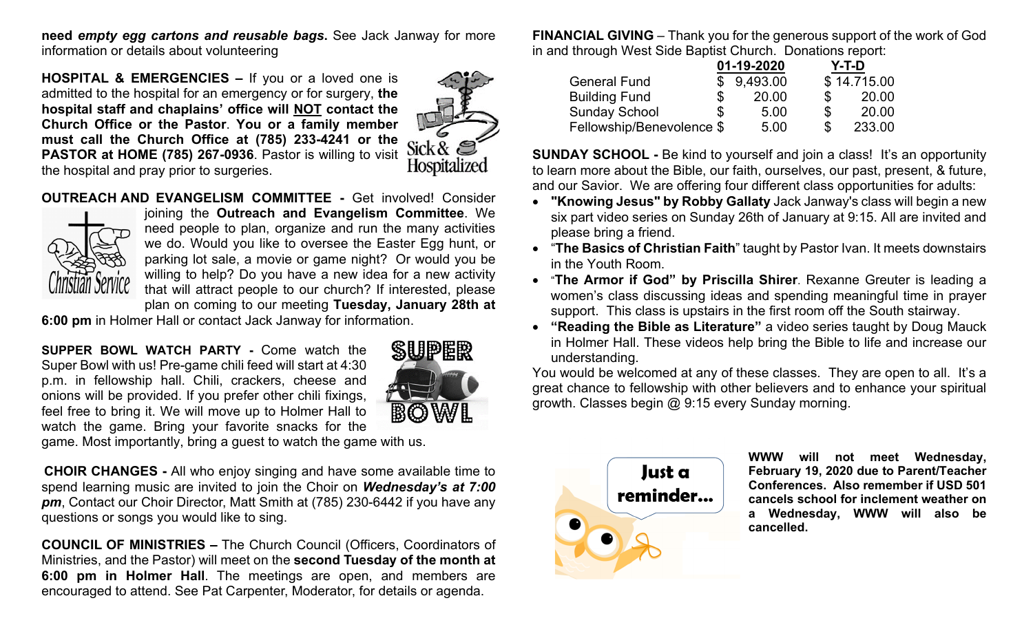**need *empty egg cartons and reusable bags.*** See Jack Janway for more information or details about volunteering

**HOSPITAL & EMERGENCIES –** If you or a loved one is admitted to the hospital for an emergency or for surgery, **the hospital staff and chaplains' office will NOT contact the Church Office or the Pastor**. **You or a family member must call the Church Office at (785) 233-4241 or the PASTOR at HOME (785) 267-0936**. Pastor is willing to visit the hospital and pray prior to surgeries.

**OUTREACH AND EVANGELISM COMMITTEE -** Get involved! Consider joining the **Outreach and Evangelism Committee**. We need people to plan, organize and run the many activities we do. Would you like to oversee the Easter Egg hunt, or parking lot sale, a movie or game night? Or would you be willing to help? Do you have a new idea for a new activity that will attract people to our church? If interested, please plan on coming to our meeting **Tuesday, January 28th at 6:00 pm** in Holmer Hall or contact Jack Janway for information.

**SUPPER BOWL WATCH PARTY -** Come watch the Super Bowl with us! Pre-game chili feed will start at 4:30 p.m. in fellowship hall. Chili, crackers, cheese and onions will be provided. If you prefer other chili fixings, feel free to bring it. We will move up to Holmer Hall to watch the game. Bring your favorite snacks for the game. Most importantly, bring a guest to watch the game with us.

**CHOIR CHANGES -** All who enjoy singing and have some available time to spend learning music are invited to join the Choir on ***Wednesday's at 7:00 pm***, Contact our Choir Director, Matt Smith at (785) 230-6442 if you have any questions or songs you would like to sing.

**COUNCIL OF MINISTRIES –** The Church Council (Officers, Coordinators of Ministries, and the Pastor) will meet on the **second Tuesday of the month at 6:00 pm in Holmer Hall**. The meetings are open, and members are encouraged to attend. See Pat Carpenter, Moderator, for details or agenda.

**FINANCIAL GIVING** – Thank you for the generous support of the work of God in and through West Side Baptist Church. Donations report:

| | 01-19-2020 | Y-T-D |
|---|---|---|
| General Fund | $ 9,493.00 | $ 14.715.00 |
| Building Fund | $ 20.00 | $ 20.00 |
| Sunday School | $ 5.00 | $ 20.00 |
| Fellowship/Benevolence | $ 5.00 | $ 233.00 |

**SUNDAY SCHOOL -** Be kind to yourself and join a class! It's an opportunity to learn more about the Bible, our faith, ourselves, our past, present, & future, and our Savior. We are offering four different class opportunities for adults:

- **"Knowing Jesus" by Robby Gallaty** Jack Janway's class will begin a new six part video series on Sunday 26th of January at 9:15. All are invited and please bring a friend.
- "**The Basics of Christian Faith**" taught by Pastor Ivan. It meets downstairs in the Youth Room.
- "**The Armor if God" by Priscilla Shirer**. Rexanne Greuter is leading a women's class discussing ideas and spending meaningful time in prayer support. This class is upstairs in the first room off the South stairway.
- **"Reading the Bible as Literature"** a video series taught by Doug Mauck in Holmer Hall. These videos help bring the Bible to life and increase our understanding.

You would be welcomed at any of these classes. They are open to all. It's a great chance to fellowship with other believers and to enhance your spiritual growth. Classes begin @ 9:15 every Sunday morning.

Just a reminder…

**WWW will not meet Wednesday, February 19, 2020 due to Parent/Teacher Conferences. Also remember if USD 501 cancels school for inclement weather on a Wednesday, WWW will also be cancelled.**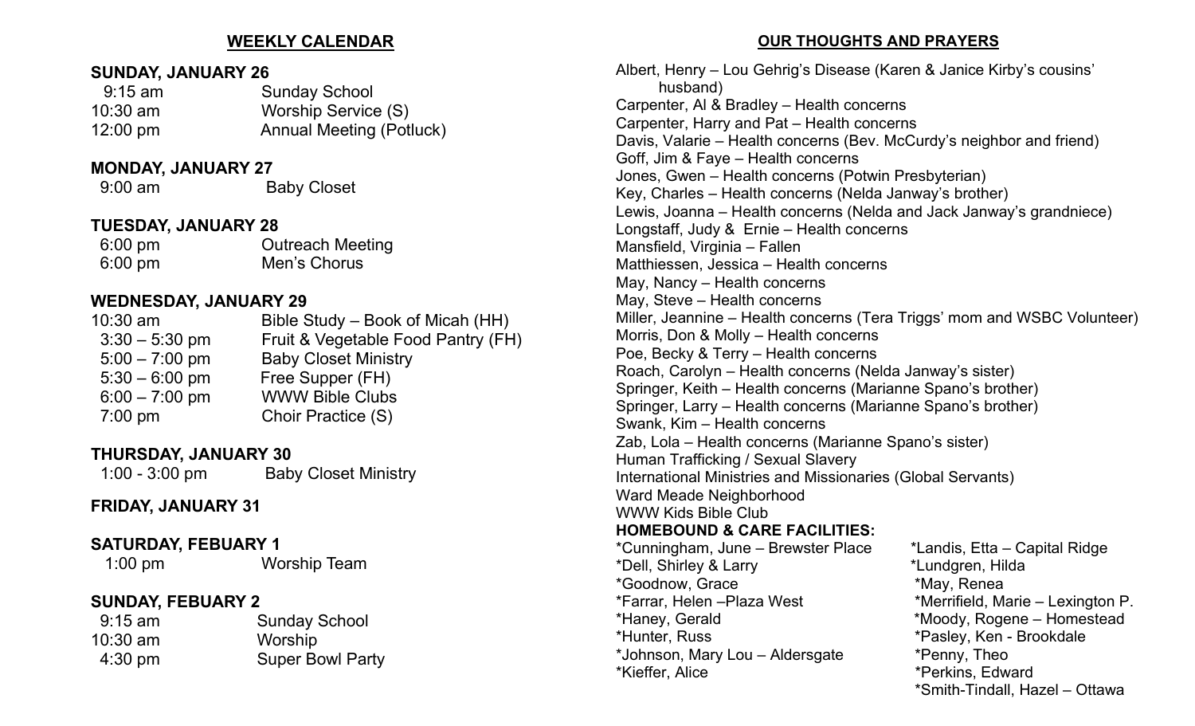## WEEKLY CALENDAR

### SUNDAY, JANUARY 26

| | |
|---|---|
| 9:15 am | Sunday School |
| 10:30 am | Worship Service (S) |
| 12:00 pm | Annual Meeting (Potluck) |

### MONDAY, JANUARY 27

| | |
|---|---|
| 9:00 am | Baby Closet |

### TUESDAY, JANUARY 28

| | |
|---|---|
| 6:00 pm | Outreach Meeting |
| 6:00 pm | Men's Chorus |

### WEDNESDAY, JANUARY 29

| | |
|---|---|
| 10:30 am | Bible Study – Book of Micah (HH) |
| 3:30 – 5:30 pm | Fruit & Vegetable Food Pantry (FH) |
| 5:00 – 7:00 pm | Baby Closet Ministry |
| 5:30 – 6:00 pm | Free Supper (FH) |
| 6:00 – 7:00 pm | WWW Bible Clubs |
| 7:00 pm | Choir Practice (S) |

### THURSDAY, JANUARY 30

| | |
|---|---|
| 1:00 - 3:00 pm | Baby Closet Ministry |

### FRIDAY, JANUARY 31

### SATURDAY, FEBUARY 1

| | |
|---|---|
| 1:00 pm | Worship Team |

### SUNDAY, FEBUARY 2

| | |
|---|---|
| 9:15 am | Sunday School |
| 10:30 am | Worship |
| 4:30 pm | Super Bowl Party |

## OUR THOUGHTS AND PRAYERS

Albert, Henry – Lou Gehrig's Disease (Karen & Janice Kirby's cousins' husband)
Carpenter, Al & Bradley – Health concerns
Carpenter, Harry and Pat – Health concerns
Davis, Valarie – Health concerns (Bev. McCurdy's neighbor and friend)
Goff, Jim & Faye – Health concerns
Jones, Gwen – Health concerns (Potwin Presbyterian)
Key, Charles – Health concerns (Nelda Janway's brother)
Lewis, Joanna – Health concerns (Nelda and Jack Janway's grandniece)
Longstaff, Judy & Ernie – Health concerns
Mansfield, Virginia – Fallen
Matthiessen, Jessica – Health concerns
May, Nancy – Health concerns
May, Steve – Health concerns
Miller, Jeannine – Health concerns (Tera Triggs' mom and WSBC Volunteer)
Morris, Don & Molly – Health concerns
Poe, Becky & Terry – Health concerns
Roach, Carolyn – Health concerns (Nelda Janway's sister)
Springer, Keith – Health concerns (Marianne Spano's brother)
Springer, Larry – Health concerns (Marianne Spano's brother)
Swank, Kim – Health concerns
Zab, Lola – Health concerns (Marianne Spano's sister)
Human Trafficking / Sexual Slavery
International Ministries and Missionaries (Global Servants)
Ward Meade Neighborhood
WWW Kids Bible Club

**HOMEBOUND & CARE FACILITIES:**

*Cunningham, June – Brewster Place
*Dell, Shirley & Larry
*Goodnow, Grace
*Farrar, Helen –Plaza West
*Haney, Gerald
*Hunter, Russ
*Johnson, Mary Lou – Aldersgate
*Kieffer, Alice
*Landis, Etta – Capital Ridge
*Lundgren, Hilda
*May, Renea
*Merrifield, Marie – Lexington P.
*Moody, Rogene – Homestead
*Pasley, Ken - Brookdale
*Penny, Theo
*Perkins, Edward
*Smith-Tindall, Hazel – Ottawa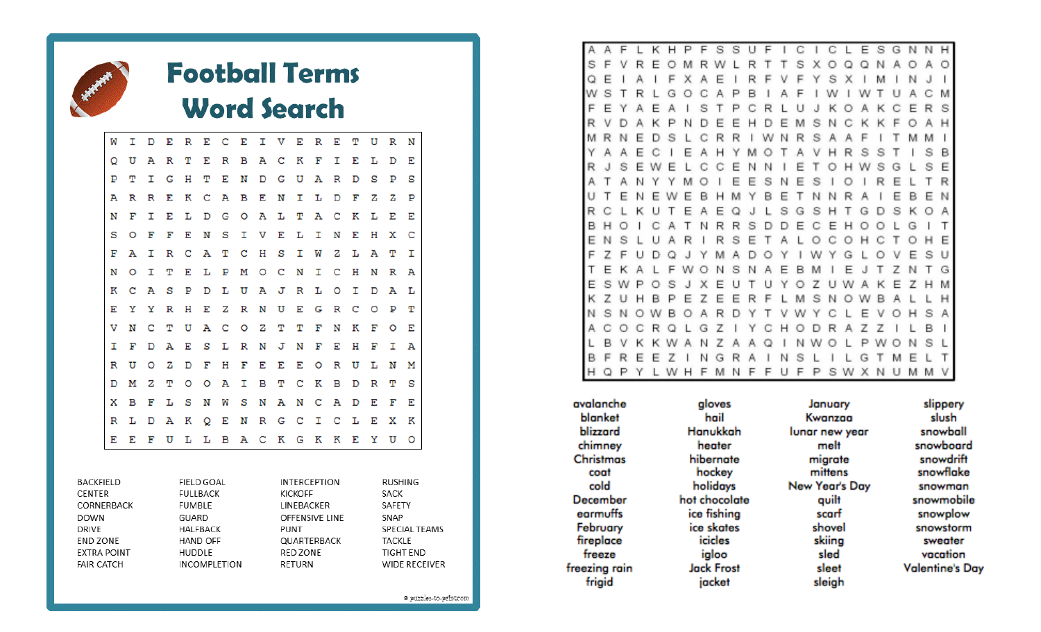# Football Terms Word Search

| | | | | | | | | | | | | | | | | |
|---|---|---|---|---|---|---|---|---|---|---|---|---|---|---|---|---|
| W | I | D | E | R | E | C | E | I | V | E | R | E | T | U | R | N |
| Q | U | A | R | T | E | R | B | A | C | K | F | I | E | L | D | E |
| P | T | I | G | H | T | E | N | D | G | U | A | R | D | S | P | S |
| A | R | R | E | K | C | A | B | E | N | I | L | D | F | Z | Z | P |
| N | F | I | E | L | D | G | O | A | L | T | A | C | K | L | E | E |
| S | O | F | F | E | N | S | I | V | E | L | I | N | E | H | X | C |
| F | A | I | R | C | A | T | C | H | S | I | W | Z | L | A | T | I |
| N | O | I | T | E | L | P | M | O | C | N | I | C | H | N | R | A |
| K | C | A | S | P | D | L | U | A | J | R | L | O | I | D | A | L |
| E | Y | Y | R | H | E | Z | R | N | U | E | G | R | C | O | P | T |
| V | N | C | T | U | A | C | O | Z | T | T | F | N | K | F | O | E |
| I | F | D | A | E | S | L | R | N | J | N | F | E | H | F | I | A |
| R | U | O | Z | D | F | H | F | E | E | E | O | R | U | L | N | M |
| D | M | Z | T | O | O | A | I | B | T | C | K | B | D | R | T | S |
| X | B | F | L | S | N | W | S | N | A | N | C | A | D | E | F | E |
| R | L | D | A | K | Q | E | N | R | G | C | I | C | L | E | X | K |
| E | E | F | U | L | L | B | A | C | K | G | K | K | E | Y | U | O |

BACKFIELD
CENTER
CORNERBACK
DOWN
DRIVE
END ZONE
EXTRA POINT
FAIR CATCH
FIELD GOAL
FULLBACK
FUMBLE
GUARD
HALFBACK
HAND OFF
HUDDLE
INCOMPLETION
INTERCEPTION
KICKOFF
LINEBACKER
OFFENSIVE LINE
PUNT
QUARTERBACK
RED ZONE
RETURN
RUSHING
SACK
SAFETY
SNAP
SPECIAL TEAMS
TACKLE
TIGHT END
WIDE RECEIVER

© puzzles-to-print.com

| | | | | | | | | | | | | | | | | | | | | | | | |
|---|---|---|---|---|---|---|---|---|---|---|---|---|---|---|---|---|---|---|---|---|---|---|---|
| A | A | F | L | K | H | P | F | S | S | U | F | I | C | I | C | L | E | S | G | N | N | H |
| S | F | V | R | E | O | M | R | W | L | R | T | T | S | X | O | Q | Q | N | A | O | A | O |
| Q | E | I | A | I | F | X | A | E | I | R | F | V | F | Y | S | X | I | M | I | N | J | I |
| W | S | T | R | L | G | O | C | A | P | B | I | A | F | I | W | I | W | T | U | A | C | M |
| F | E | Y | A | E | A | I | S | T | P | C | R | L | U | J | K | O | A | K | C | E | R | S |
| R | V | D | A | K | P | N | D | E | E | H | D | E | M | S | N | C | K | K | F | O | A | H |
| M | R | N | E | D | S | L | C | R | R | I | W | N | R | S | A | A | F | I | T | M | M | I |
| Y | A | A | E | C | I | E | A | H | Y | M | O | T | A | V | H | R | S | S | T | I | S | B |
| R | J | S | E | W | E | L | C | C | E | N | N | I | E | T | O | H | W | S | G | L | S | E |
| A | T | A | N | Y | Y | M | O | I | E | E | S | N | E | S | I | O | I | R | E | L | T | R |
| U | T | E | N | E | W | E | B | H | M | Y | B | E | T | N | N | R | A | I | E | B | E | N |
| R | C | L | K | U | T | E | A | E | Q | J | L | S | G | S | H | T | G | D | S | K | O | A |
| B | H | O | I | C | A | T | N | R | R | S | D | D | E | C | E | H | O | O | L | G | I | T |
| E | N | S | L | U | A | R | I | R | S | E | T | A | L | O | C | O | H | C | T | O | H | E |
| F | Z | F | U | D | Q | J | Y | M | A | D | O | Y | I | W | Y | G | L | O | V | E | S | U |
| T | E | K | A | L | F | W | O | N | S | N | A | E | B | M | I | E | J | T | Z | N | T | G |
| E | S | W | P | O | S | J | X | E | U | T | U | Y | O | Z | U | W | A | K | E | Z | H | M |
| K | Z | U | H | B | P | E | Z | E | E | R | F | L | M | S | N | O | W | B | A | L | L | H |
| N | S | N | O | W | B | O | A | R | D | Y | T | V | W | Y | C | L | E | V | O | H | S | A |
| A | C | O | C | R | Q | L | G | Z | I | Y | C | H | O | D | R | A | Z | Z | I | L | B | I |
| L | B | V | K | K | W | A | N | Z | A | A | Q | I | N | W | O | L | P | W | O | N | S | L |
| B | F | R | E | E | Z | I | N | G | R | A | I | N | S | L | I | L | G | T | M | E | L | T |
| H | Q | P | Y | L | W | H | F | M | N | F | F | U | F | P | S | W | X | N | U | M | M | V |

avalanche
blanket
blizzard
chimney
Christmas
coat
cold
December
earmuffs
February
fireplace
freeze
freezing rain
frigid
gloves
hail
Hanukkah
heater
hibernate
hockey
holidays
hot chocolate
ice fishing
ice skates
icicles
igloo
Jack Frost
jacket
January
Kwanzaa
lunar new year
melt
migrate
mittens
New Year's Day
quilt
scarf
shovel
skiing
sled
sleet
sleigh
slippery
slush
snowball
snowboard
snowdrift
snowflake
snowman
snowmobile
snowplow
snowstorm
sweater
vacation
Valentine's Day